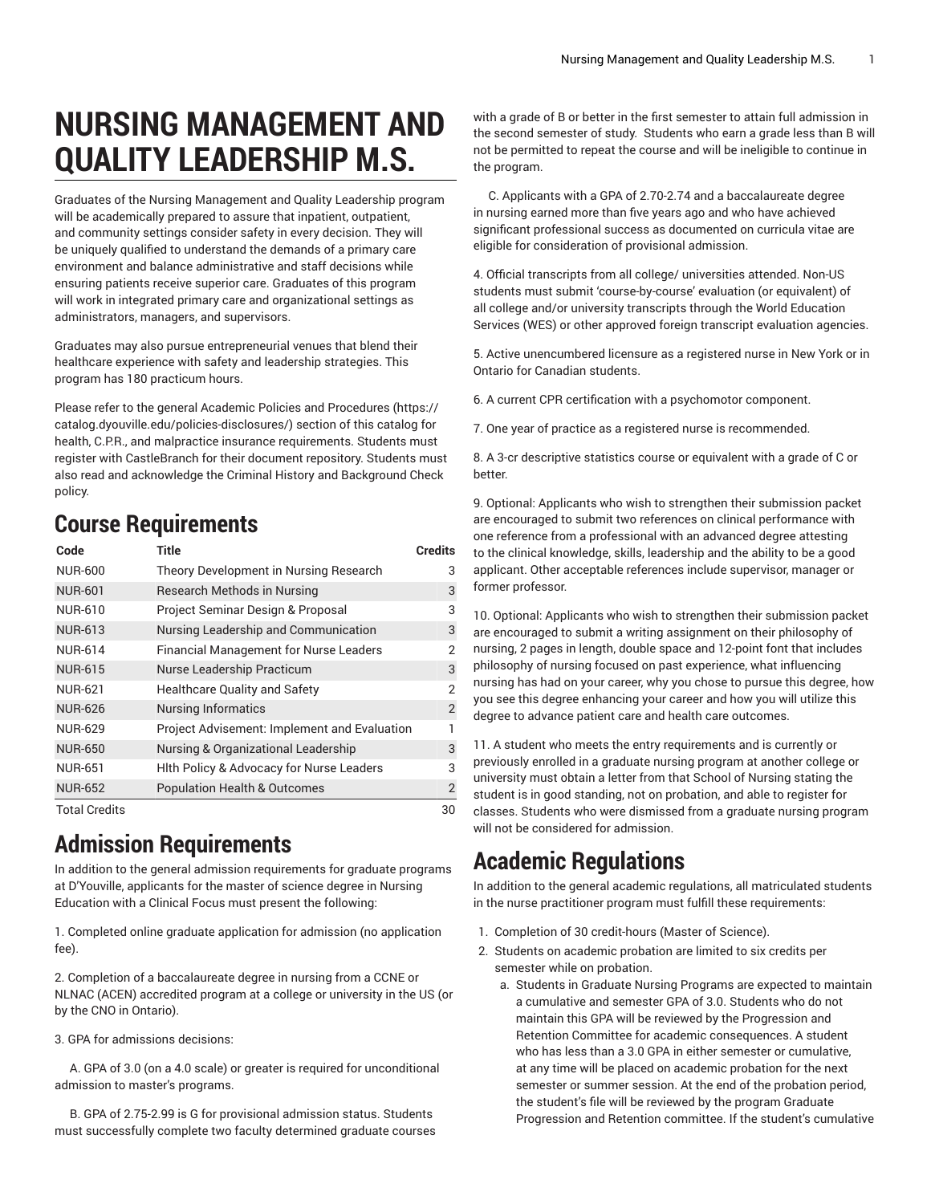# NURSING MANAGEMENT AND QUALITY LEADERSHIP M.S.

Graduates of the Nursing Management and Quality Leadership program will be academically prepared to assure that inpatient, outpatient, and community settings consider safety in every decision. They will be uniquely qualified to understand the demands of a primary care environment and balance administrative and staff decisions while ensuring patients receive superior care. Graduates of this program will work in integrated primary care and organizational settings as administrators, managers, and supervisors.

Graduates may also pursue entrepreneurial venues that blend their healthcare experience with safety and leadership strategies. This program has 180 practicum hours.

Please refer to the general Academic Policies and Procedures (https://catalog.dyouville.edu/policies-disclosures/) section of this catalog for health, C.P.R., and malpractice insurance requirements. Students must register with CastleBranch for their document repository. Students must also read and acknowledge the Criminal History and Background Check policy.

## Course Requirements

| Code | Title | Credits |
|---|---|---|
| NUR-600 | Theory Development in Nursing Research | 3 |
| NUR-601 | Research Methods in Nursing | 3 |
| NUR-610 | Project Seminar Design & Proposal | 3 |
| NUR-613 | Nursing Leadership and Communication | 3 |
| NUR-614 | Financial Management for Nurse Leaders | 2 |
| NUR-615 | Nurse Leadership Practicum | 3 |
| NUR-621 | Healthcare Quality and Safety | 2 |
| NUR-626 | Nursing Informatics | 2 |
| NUR-629 | Project Advisement: Implement and Evaluation | 1 |
| NUR-650 | Nursing & Organizational Leadership | 3 |
| NUR-651 | Hlth Policy & Advocacy for Nurse Leaders | 3 |
| NUR-652 | Population Health & Outcomes | 2 |
| Total Credits | | 30 |

## Admission Requirements

In addition to the general admission requirements for graduate programs at D'Youville, applicants for the master of science degree in Nursing Education with a Clinical Focus must present the following:

1. Completed online graduate application for admission (no application fee).

2. Completion of a baccalaureate degree in nursing from a CCNE or NLNAC (ACEN) accredited program at a college or university in the US (or by the CNO in Ontario).

3. GPA for admissions decisions:

A. GPA of 3.0 (on a 4.0 scale) or greater is required for unconditional admission to master's programs.

B. GPA of 2.75-2.99 is G for provisional admission status. Students must successfully complete two faculty determined graduate courses with a grade of B or better in the first semester to attain full admission in the second semester of study. Students who earn a grade less than B will not be permitted to repeat the course and will be ineligible to continue in the program.

C. Applicants with a GPA of 2.70-2.74 and a baccalaureate degree in nursing earned more than five years ago and who have achieved significant professional success as documented on curricula vitae are eligible for consideration of provisional admission.

4. Official transcripts from all college/ universities attended. Non-US students must submit 'course-by-course' evaluation (or equivalent) of all college and/or university transcripts through the World Education Services (WES) or other approved foreign transcript evaluation agencies.

5. Active unencumbered licensure as a registered nurse in New York or in Ontario for Canadian students.

6. A current CPR certification with a psychomotor component.

7. One year of practice as a registered nurse is recommended.

8. A 3-cr descriptive statistics course or equivalent with a grade of C or better.

9. Optional: Applicants who wish to strengthen their submission packet are encouraged to submit two references on clinical performance with one reference from a professional with an advanced degree attesting to the clinical knowledge, skills, leadership and the ability to be a good applicant. Other acceptable references include supervisor, manager or former professor.

10. Optional: Applicants who wish to strengthen their submission packet are encouraged to submit a writing assignment on their philosophy of nursing, 2 pages in length, double space and 12-point font that includes philosophy of nursing focused on past experience, what influencing nursing has had on your career, why you chose to pursue this degree, how you see this degree enhancing your career and how you will utilize this degree to advance patient care and health care outcomes.

11. A student who meets the entry requirements and is currently or previously enrolled in a graduate nursing program at another college or university must obtain a letter from that School of Nursing stating the student is in good standing, not on probation, and able to register for classes. Students who were dismissed from a graduate nursing program will not be considered for admission.

## Academic Regulations

In addition to the general academic regulations, all matriculated students in the nurse practitioner program must fulfill these requirements:

1. Completion of 30 credit-hours (Master of Science).
2. Students on academic probation are limited to six credits per semester while on probation.
   a. Students in Graduate Nursing Programs are expected to maintain a cumulative and semester GPA of 3.0. Students who do not maintain this GPA will be reviewed by the Progression and Retention Committee for academic consequences. A student who has less than a 3.0 GPA in either semester or cumulative, at any time will be placed on academic probation for the next semester or summer session. At the end of the probation period, the student's file will be reviewed by the program Graduate Progression and Retention committee. If the student's cumulative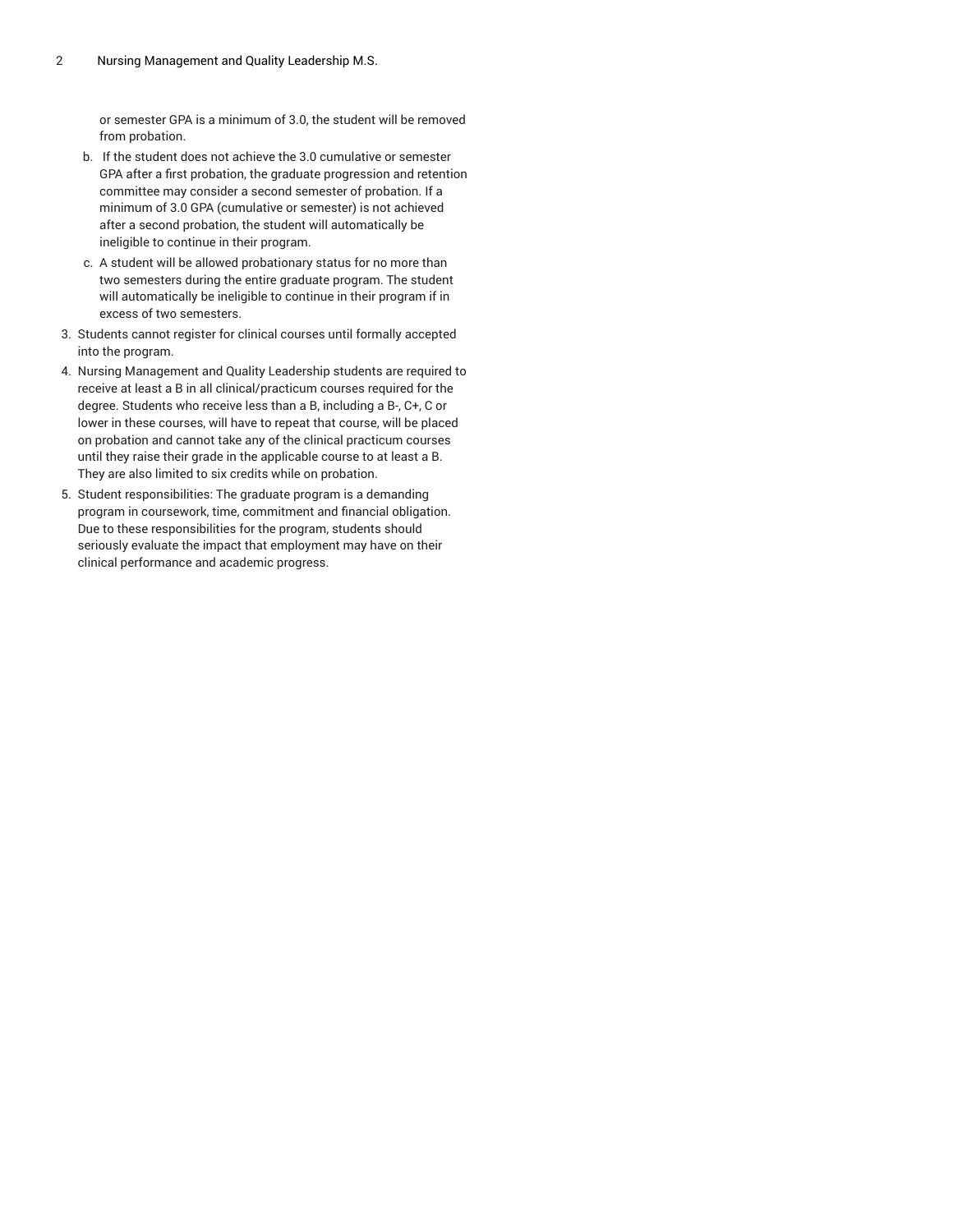or semester GPA is a minimum of 3.0, the student will be removed from probation.

   b. If the student does not achieve the 3.0 cumulative or semester GPA after a first probation, the graduate progression and retention committee may consider a second semester of probation. If a minimum of 3.0 GPA (cumulative or semester) is not achieved after a second probation, the student will automatically be ineligible to continue in their program.
   c. A student will be allowed probationary status for no more than two semesters during the entire graduate program. The student will automatically be ineligible to continue in their program if in excess of two semesters.

3. Students cannot register for clinical courses until formally accepted into the program.
4. Nursing Management and Quality Leadership students are required to receive at least a B in all clinical/practicum courses required for the degree. Students who receive less than a B, including a B-, C+, C or lower in these courses, will have to repeat that course, will be placed on probation and cannot take any of the clinical practicum courses until they raise their grade in the applicable course to at least a B. They are also limited to six credits while on probation.
5. Student responsibilities: The graduate program is a demanding program in coursework, time, commitment and financial obligation. Due to these responsibilities for the program, students should seriously evaluate the impact that employment may have on their clinical performance and academic progress.